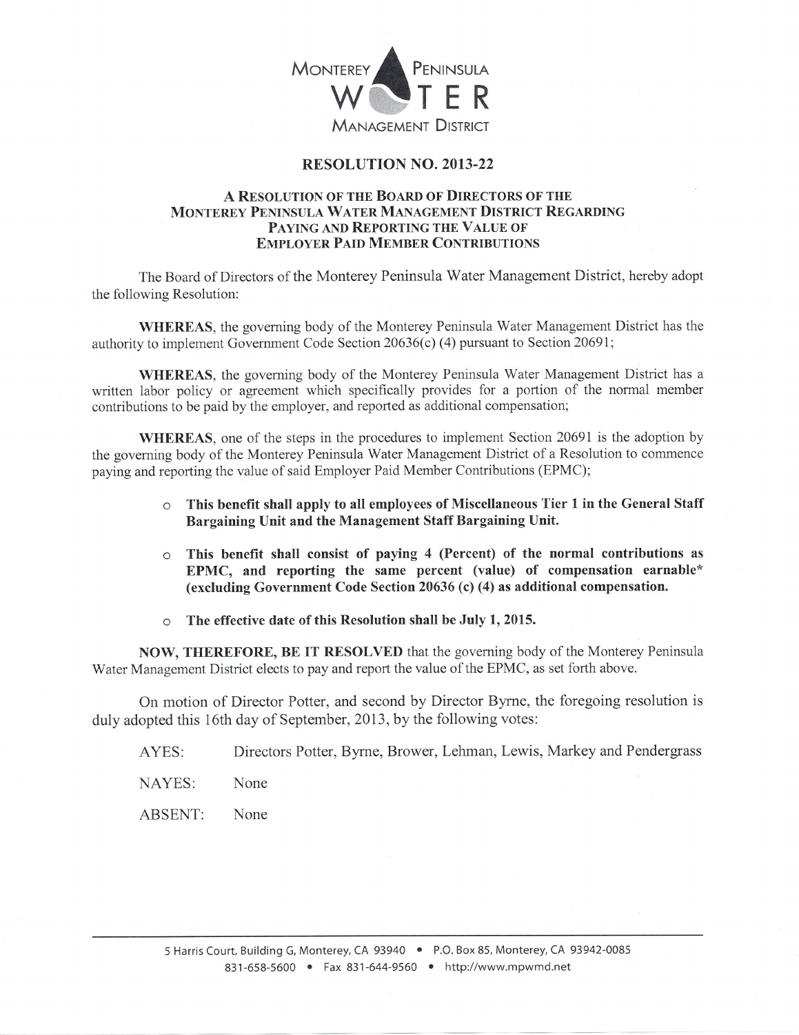MONTEREY PENINSULA WATER MANAGEMENT DISTRICT

# RESOLUTION NO. 2013-22

## A RESOLUTION OF THE BOARD OF DIRECTORS OF THE MONTEREY PENINSULA WATER MANAGEMENT DISTRICT REGARDING PAYING AND REPORTING THE VALUE OF EMPLOYER PAID MEMBER CONTRIBUTIONS

The Board of Directors of the Monterey Peninsula Water Management District, hereby adopt the following Resolution:

**WHEREAS**, the governing body of the Monterey Peninsula Water Management District has the authority to implement Government Code Section 20636(c) (4) pursuant to Section 20691;

**WHEREAS**, the governing body of the Monterey Peninsula Water Management District has a written labor policy or agreement which specifically provides for a portion of the normal member contributions to be paid by the employer, and reported as additional compensation;

**WHEREAS**, one of the steps in the procedures to implement Section 20691 is the adoption by the governing body of the Monterey Peninsula Water Management District of a Resolution to commence paying and reporting the value of said Employer Paid Member Contributions (EPMC);

- **This benefit shall apply to all employees of Miscellaneous Tier 1 in the General Staff Bargaining Unit and the Management Staff Bargaining Unit.**
- **This benefit shall consist of paying 4 (Percent) of the normal contributions as EPMC, and reporting the same percent (value) of compensation earnable* (excluding Government Code Section 20636 (c) (4) as additional compensation.**
- **The effective date of this Resolution shall be July 1, 2015.**

**NOW, THEREFORE, BE IT RESOLVED** that the governing body of the Monterey Peninsula Water Management District elects to pay and report the value of the EPMC, as set forth above.

On motion of Director Potter, and second by Director Byrne, the foregoing resolution is duly adopted this 16th day of September, 2013, by the following votes:

AYES: Directors Potter, Byrne, Brower, Lehman, Lewis, Markey and Pendergrass

NAYES: None

ABSENT: None

5 Harris Court, Building G, Monterey, CA 93940 • P.O. Box 85, Monterey, CA 93942-0085
831-658-5600 • Fax 831-644-9560 • http://www.mpwmd.net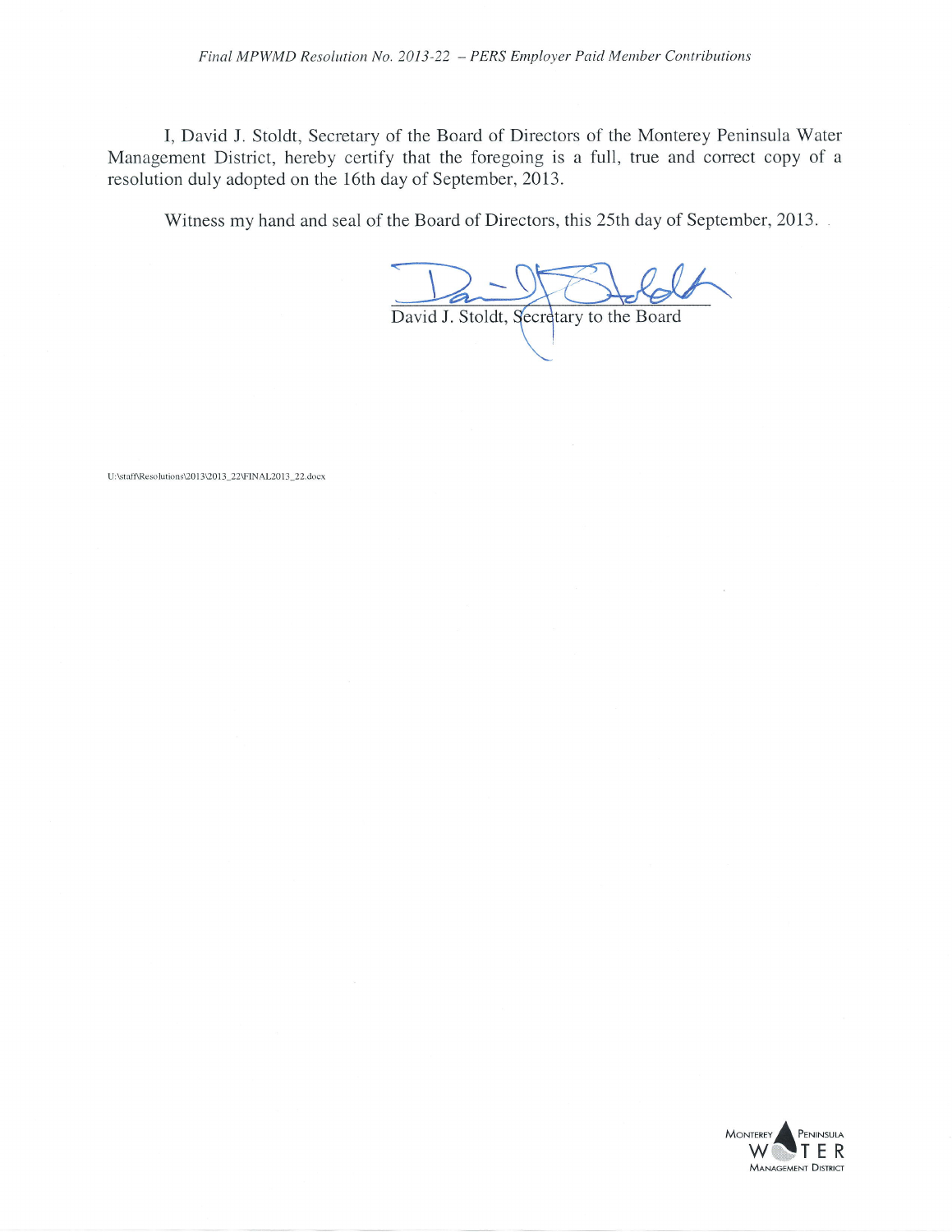I, David J. Stoldt, Secretary of the Board of Directors of the Monterey Peninsula Water Management District, hereby certify that the foregoing is a full, true and correct copy of a resolution duly adopted on the 16th day of September, 2013.

Witness my hand and seal of the Board of Directors, this 25th day of September, 2013.

David J. Stoldt, Secretary to the Board

U:\staff\Resolutions\2013\2013_22\FINAL2013_22.docx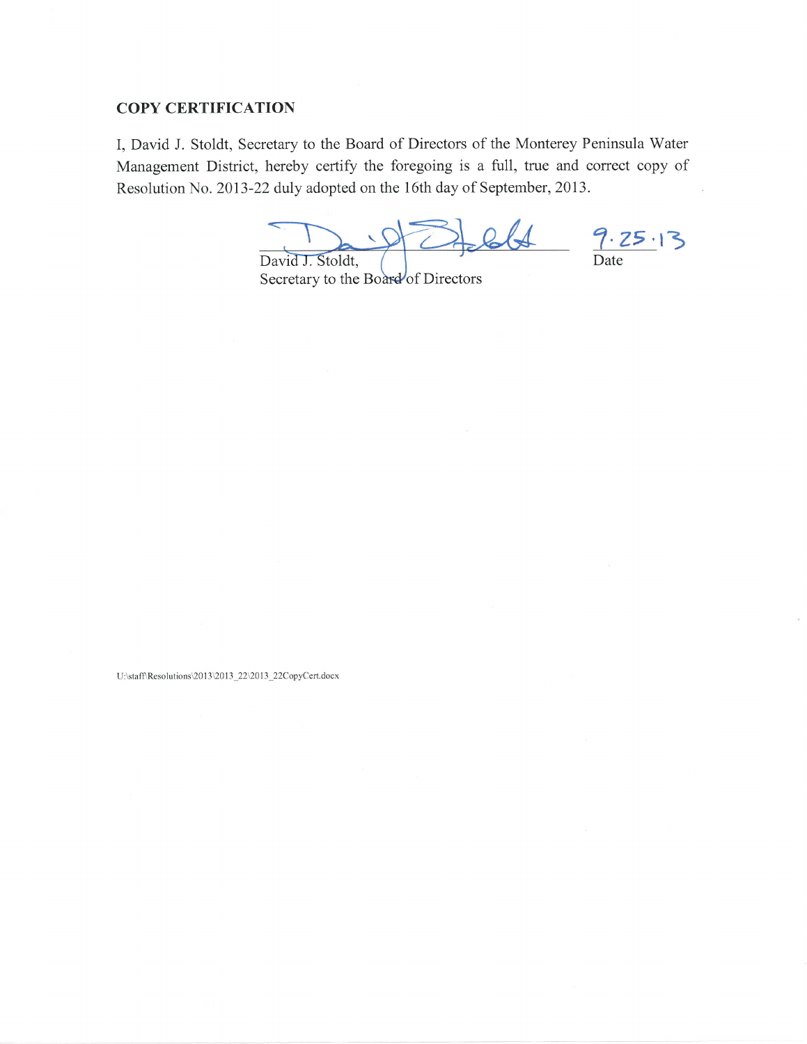## COPY CERTIFICATION

I, David J. Stoldt, Secretary to the Board of Directors of the Monterey Peninsula Water Management District, hereby certify the foregoing is a full, true and correct copy of Resolution No. 2013-22 duly adopted on the 16th day of September, 2013.

David J. Stoldt,
Secretary to the Board of Directors

9.25.13
Date

U:\staff\Resolutions\2013\2013_22\2013_22CopyCert.docx